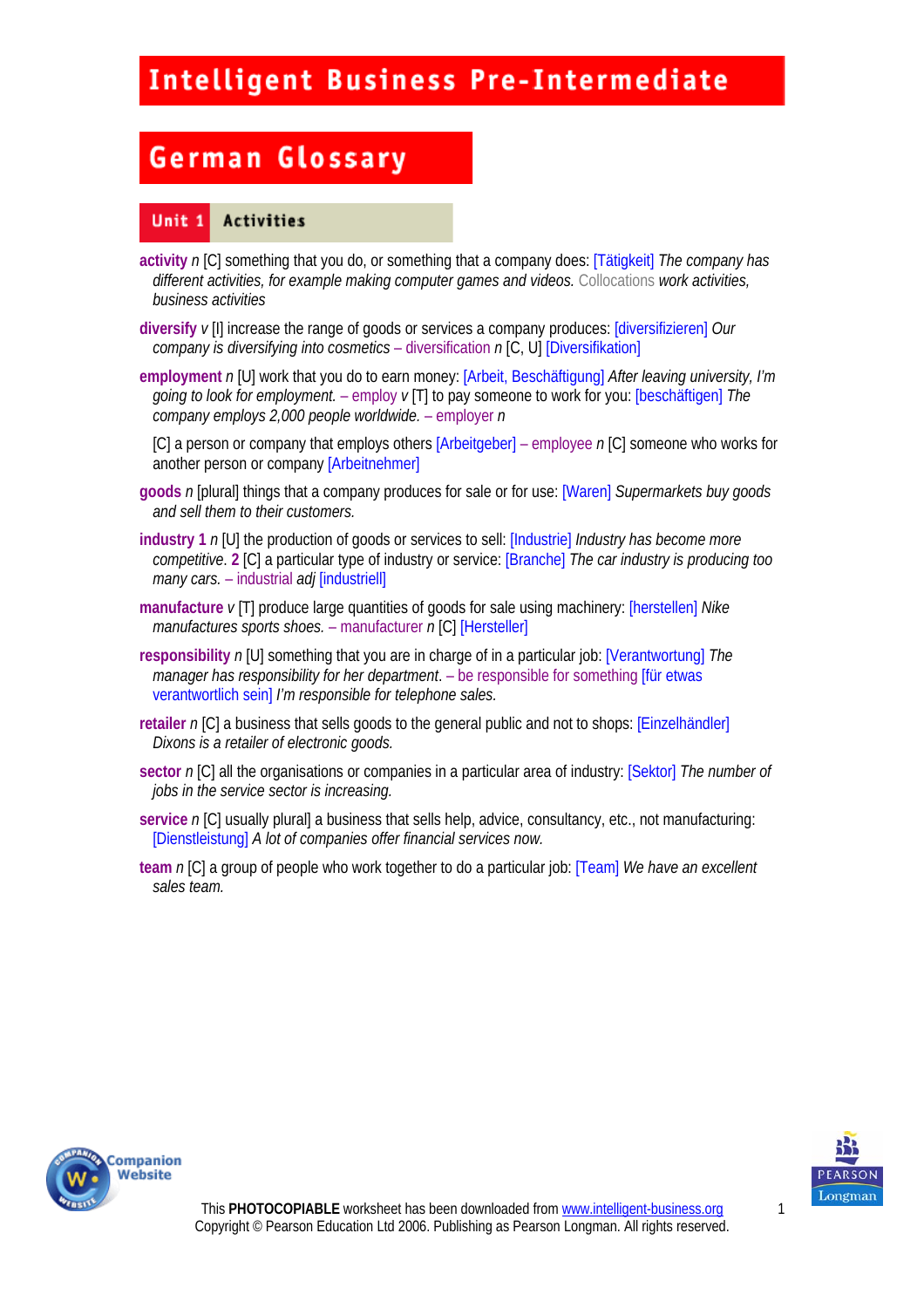# Intelligent Business Pre-Intermediate

## German Glossary

### Unit 1 Activities

**activity** *n* [C] something that you do, or something that a company does: [Tätigkeit] *The company has different activities, for example making computer games and videos.* Collocations *work activities, business activities*

**diversify** *v* [I] increase the range of goods or services a company produces: [diversifizieren] *Our company is diversifying into cosmetics* – diversification *n* [C, U] [Diversifikation]

**employment** *n* [U] work that you do to earn money: [Arbeit, Beschäftigung] *After leaving university, I'm going to look for employment.* – employ *v* [T] to pay someone to work for you: [beschäftigen] *The company employs 2,000 people worldwide.* – employer *n*

[C] a person or company that employs others [Arbeitgeber] – employee *n* [C] someone who works for another person or company [Arbeitnehmer]

**goods** *n* [plural] things that a company produces for sale or for use: [Waren] *Supermarkets buy goods and sell them to their customers.*

**industry 1** *n* [U] the production of goods or services to sell: [Industrie] *Industry has become more competitive.* **2** [C] a particular type of industry or service: [Branche] *The car industry is producing too many cars.* – industrial *adj* [industriell]

**manufacture** *v* [T] produce large quantities of goods for sale using machinery: [herstellen] *Nike manufactures sports shoes.* – manufacturer *n* [C] [Hersteller]

**responsibility** *n* [U] something that you are in charge of in a particular job: [Verantwortung] *The manager has responsibility for her department*. – be responsible for something [für etwas verantwortlich sein] *I'm responsible for telephone sales.*

**retailer** *n* [C] a business that sells goods to the general public and not to shops: [Einzelhändler] *Dixons is a retailer of electronic goods.*

**sector** *n* [C] all the organisations or companies in a particular area of industry: [Sektor] *The number of jobs in the service sector is increasing.*

**service** *n* [C] usually plural] a business that sells help, advice, consultancy, etc., not manufacturing: [Dienstleistung] *A lot of companies offer financial services now.*

**team** *n* [C] a group of people who work together to do a particular job: [Team] *We have an excellent sales team.*

This **PHOTOCOPIABLE** worksheet has been downloaded from www.intelligent-business.org
Copyright © Pearson Education Ltd 2006. Publishing as Pearson Longman. All rights reserved.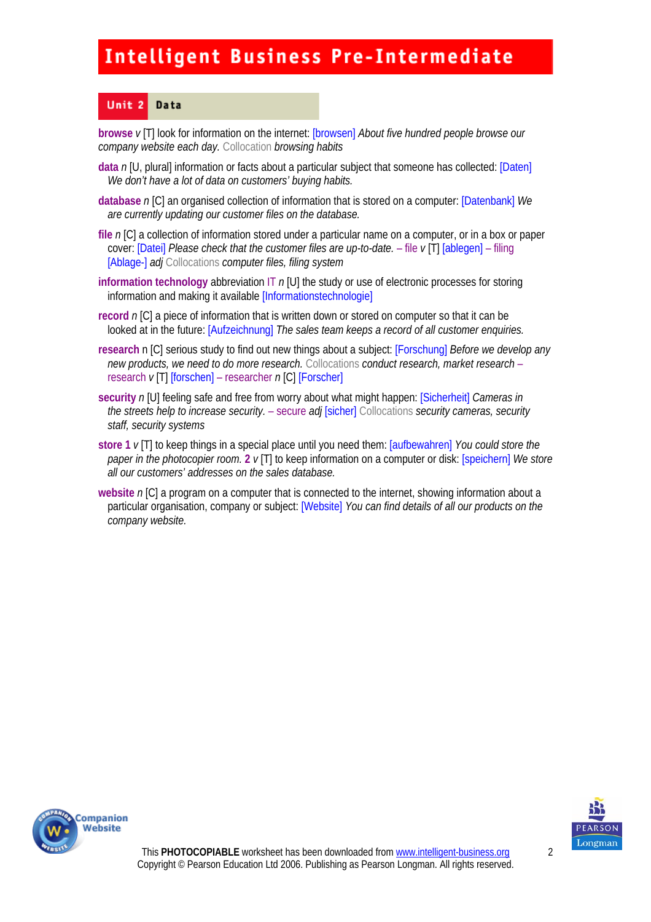# Intelligent Business Pre-Intermediate

## Unit 2 Data

**browse** *v* [T] look for information on the internet: [browsen] *About five hundred people browse our company website each day.* Collocation *browsing habits*

**data** *n* [U, plural] information or facts about a particular subject that someone has collected: [Daten] *We don't have a lot of data on customers' buying habits.*

**database** *n* [C] an organised collection of information that is stored on a computer: [Datenbank] *We are currently updating our customer files on the database.*

**file** *n* [C] a collection of information stored under a particular name on a computer, or in a box or paper cover: [Datei] *Please check that the customer files are up-to-date.* – file *v* [T] [ablegen] – filing [Ablage-] *adj* Collocations *computer files, filing system*

**information technology** abbreviation IT *n* [U] the study or use of electronic processes for storing information and making it available [Informationstechnologie]

**record** *n* [C] a piece of information that is written down or stored on computer so that it can be looked at in the future: [Aufzeichnung] *The sales team keeps a record of all customer enquiries.*

**research** n [C] serious study to find out new things about a subject: [Forschung] *Before we develop any new products, we need to do more research.* Collocations *conduct research, market research* – research *v* [T] [forschen] – researcher *n* [C] [Forscher]

**security** *n* [U] feeling safe and free from worry about what might happen: [Sicherheit] *Cameras in the streets help to increase security.* – secure *adj* [sicher] Collocations *security cameras, security staff, security systems*

**store** **1** *v* [T] to keep things in a special place until you need them: [aufbewahren] *You could store the paper in the photocopier room.* **2** *v* [T] to keep information on a computer or disk: [speichern] *We store all our customers' addresses on the sales database.*

**website** *n* [C] a program on a computer that is connected to the internet, showing information about a particular organisation, company or subject: [Website] *You can find details of all our products on the company website.*

This **PHOTOCOPIABLE** worksheet has been downloaded from www.intelligent-business.org
Copyright © Pearson Education Ltd 2006. Publishing as Pearson Longman. All rights reserved.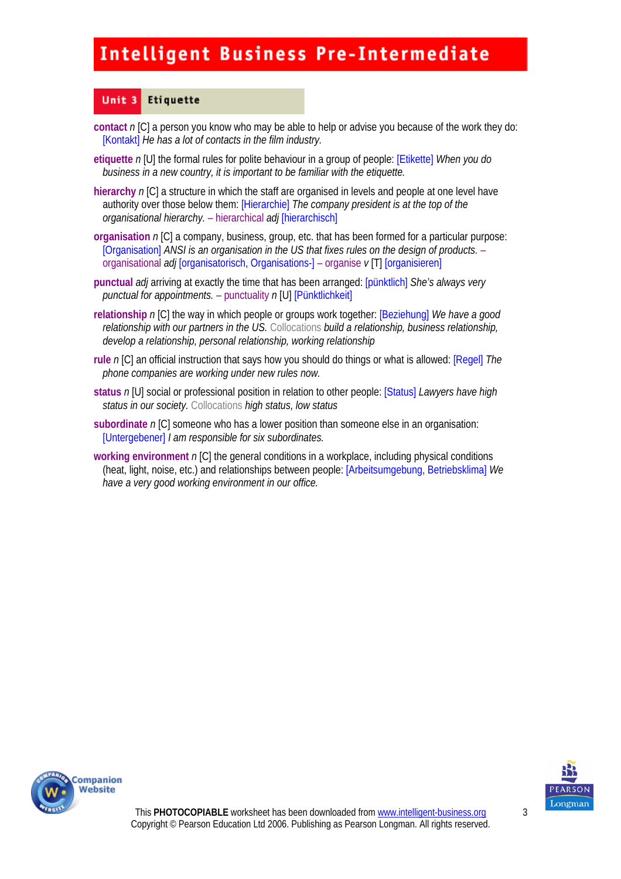# Intelligent Business Pre-Intermediate

## Unit 3 Etiquette

**contact** *n* [C] a person you know who may be able to help or advise you because of the work they do: [Kontakt] *He has a lot of contacts in the film industry.*

**etiquette** *n* [U] the formal rules for polite behaviour in a group of people: [Etikette] *When you do business in a new country, it is important to be familiar with the etiquette.*

**hierarchy** *n* [C] a structure in which the staff are organised in levels and people at one level have authority over those below them: [Hierarchie] *The company president is at the top of the organisational hierarchy.* – hierarchical *adj* [hierarchisch]

**organisation** *n* [C] a company, business, group, etc. that has been formed for a particular purpose: [Organisation] *ANSI is an organisation in the US that fixes rules on the design of products.* – organisational *adj* [organisatorisch, Organisations-] – organise *v* [T] [organisieren]

**punctual** *adj* arriving at exactly the time that has been arranged: [pünktlich] *She's always very punctual for appointments.* – punctuality *n* [U] [Pünktlichkeit]

**relationship** *n* [C] the way in which people or groups work together: [Beziehung] *We have a good relationship with our partners in the US.* Collocations *build a relationship, business relationship, develop a relationship, personal relationship, working relationship*

**rule** *n* [C] an official instruction that says how you should do things or what is allowed: [Regel] *The phone companies are working under new rules now.*

**status** *n* [U] social or professional position in relation to other people: [Status] *Lawyers have high status in our society.* Collocations *high status, low status*

**subordinate** *n* [C] someone who has a lower position than someone else in an organisation: [Untergebener] *I am responsible for six subordinates.*

**working environment** *n* [C] the general conditions in a workplace, including physical conditions (heat, light, noise, etc.) and relationships between people: [Arbeitsumgebung, Betriebsklima] *We have a very good working environment in our office.*

This **PHOTOCOPIABLE** worksheet has been downloaded from www.intelligent-business.org
Copyright © Pearson Education Ltd 2006. Publishing as Pearson Longman. All rights reserved.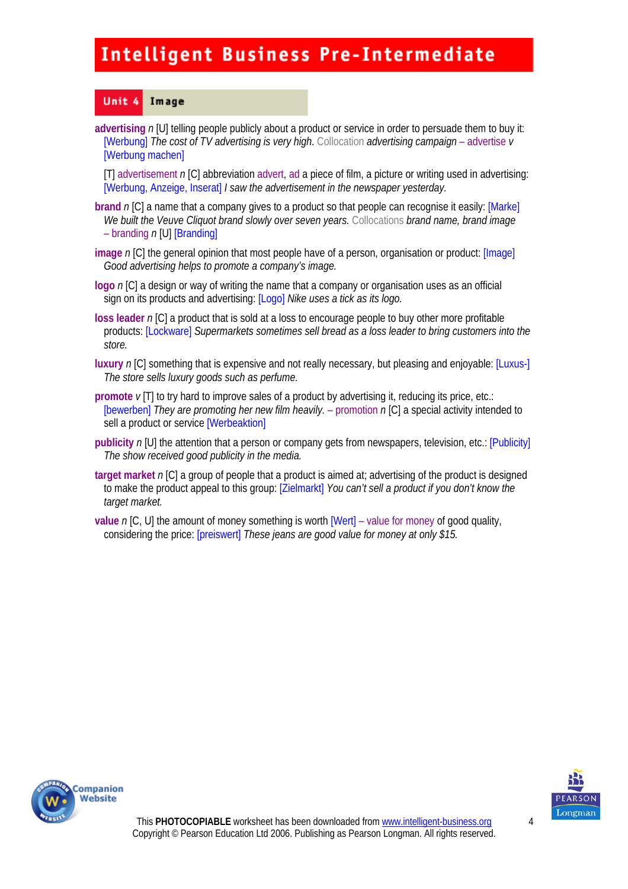# Intelligent Business Pre-Intermediate

## Unit 4 Image

**advertising** *n* [U] telling people publicly about a product or service in order to persuade them to buy it: [Werbung] *The cost of TV advertising is very high.* Collocation *advertising campaign* – advertise *v* [Werbung machen]

[T] advertisement *n* [C] abbreviation advert, ad a piece of film, a picture or writing used in advertising: [Werbung, Anzeige, Inserat] *I saw the advertisement in the newspaper yesterday.*

**brand** *n* [C] a name that a company gives to a product so that people can recognise it easily: [Marke] *We built the Veuve Cliquot brand slowly over seven years.* Collocations *brand name, brand image* – branding *n* [U] [Branding]

**image** *n* [C] the general opinion that most people have of a person, organisation or product: [Image] *Good advertising helps to promote a company's image.*

**logo** *n* [C] a design or way of writing the name that a company or organisation uses as an official sign on its products and advertising: [Logo] *Nike uses a tick as its logo.*

**loss leader** *n* [C] a product that is sold at a loss to encourage people to buy other more profitable products: [Lockware] *Supermarkets sometimes sell bread as a loss leader to bring customers into the store.*

**luxury** *n* [C] something that is expensive and not really necessary, but pleasing and enjoyable: [Luxus-] *The store sells luxury goods such as perfume.*

**promote** *v* [T] to try hard to improve sales of a product by advertising it, reducing its price, etc.: [bewerben] *They are promoting her new film heavily.* – promotion *n* [C] a special activity intended to sell a product or service [Werbeaktion]

**publicity** *n* [U] the attention that a person or company gets from newspapers, television, etc.: [Publicity] *The show received good publicity in the media.*

**target market** *n* [C] a group of people that a product is aimed at; advertising of the product is designed to make the product appeal to this group: [Zielmarkt] *You can't sell a product if you don't know the target market.*

**value** *n* [C, U] the amount of money something is worth [Wert] – value for money of good quality, considering the price: [preiswert] *These jeans are good value for money at only $15.*

This **PHOTOCOPIABLE** worksheet has been downloaded from www.intelligent-business.org
Copyright © Pearson Education Ltd 2006. Publishing as Pearson Longman. All rights reserved.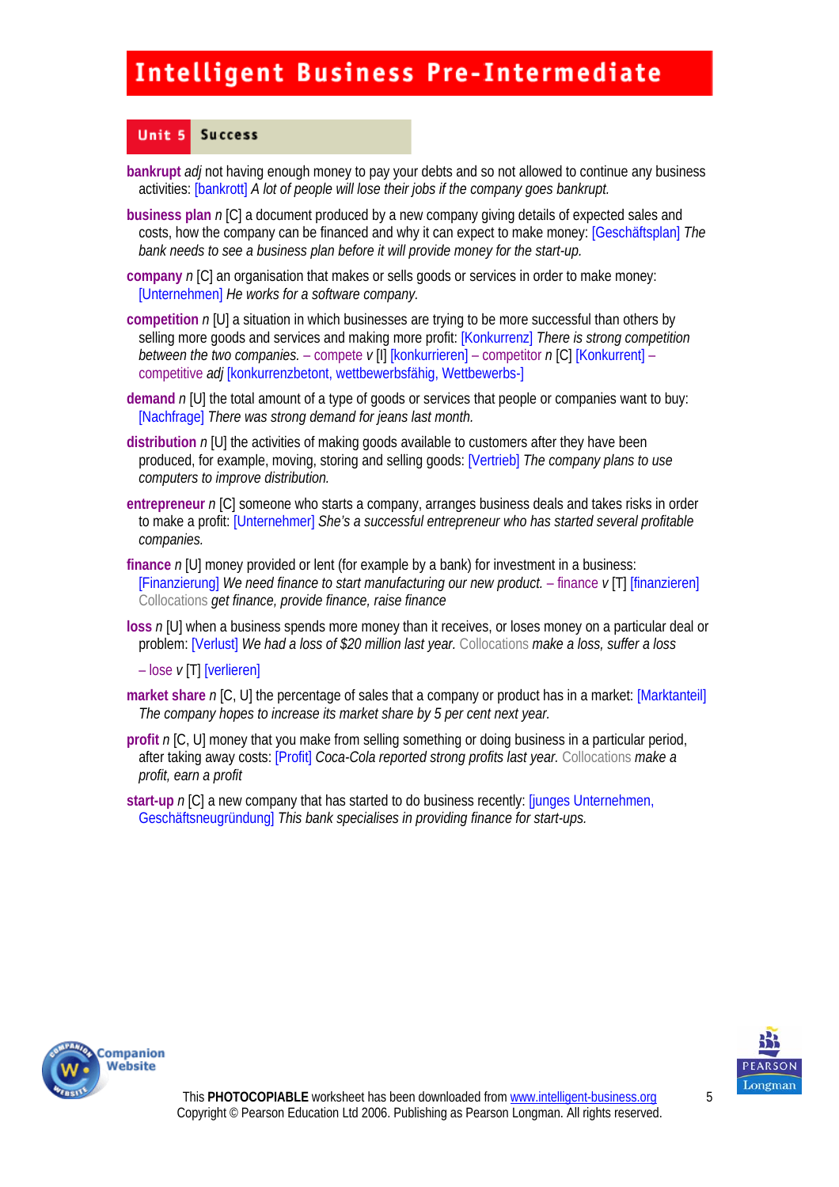# Intelligent Business Pre-Intermediate

## Unit 5 Success

**bankrupt** *adj* not having enough money to pay your debts and so not allowed to continue any business activities: [bankrott] *A lot of people will lose their jobs if the company goes bankrupt.*

**business plan** *n* [C] a document produced by a new company giving details of expected sales and costs, how the company can be financed and why it can expect to make money: [Geschäftsplan] *The bank needs to see a business plan before it will provide money for the start-up.*

**company** *n* [C] an organisation that makes or sells goods or services in order to make money: [Unternehmen] *He works for a software company.*

**competition** *n* [U] a situation in which businesses are trying to be more successful than others by selling more goods and services and making more profit: [Konkurrenz] *There is strong competition between the two companies.* – compete *v* [I] [konkurrieren] – competitor *n* [C] [Konkurrent] – competitive *adj* [konkurrenzbetont, wettbewerbsfähig, Wettbewerbs-]

**demand** *n* [U] the total amount of a type of goods or services that people or companies want to buy: [Nachfrage] *There was strong demand for jeans last month.*

**distribution** *n* [U] the activities of making goods available to customers after they have been produced, for example, moving, storing and selling goods: [Vertrieb] *The company plans to use computers to improve distribution.*

**entrepreneur** *n* [C] someone who starts a company, arranges business deals and takes risks in order to make a profit: [Unternehmer] *She's a successful entrepreneur who has started several profitable companies.*

**finance** *n* [U] money provided or lent (for example by a bank) for investment in a business: [Finanzierung] *We need finance to start manufacturing our new product.* – finance *v* [T] [finanzieren] Collocations *get finance, provide finance, raise finance*

**loss** *n* [U] when a business spends more money than it receives, or loses money on a particular deal or problem: [Verlust] *We had a loss of $20 million last year.* Collocations *make a loss, suffer a loss*

– lose *v* [T] [verlieren]

**market share** *n* [C, U] the percentage of sales that a company or product has in a market: [Marktanteil] *The company hopes to increase its market share by 5 per cent next year.*

**profit** *n* [C, U] money that you make from selling something or doing business in a particular period, after taking away costs: [Profit] *Coca-Cola reported strong profits last year.* Collocations *make a profit, earn a profit*

**start-up** *n* [C] a new company that has started to do business recently: [junges Unternehmen, Geschäftsneugründung] *This bank specialises in providing finance for start-ups.*

This **PHOTOCOPIABLE** worksheet has been downloaded from www.intelligent-business.org
Copyright © Pearson Education Ltd 2006. Publishing as Pearson Longman. All rights reserved.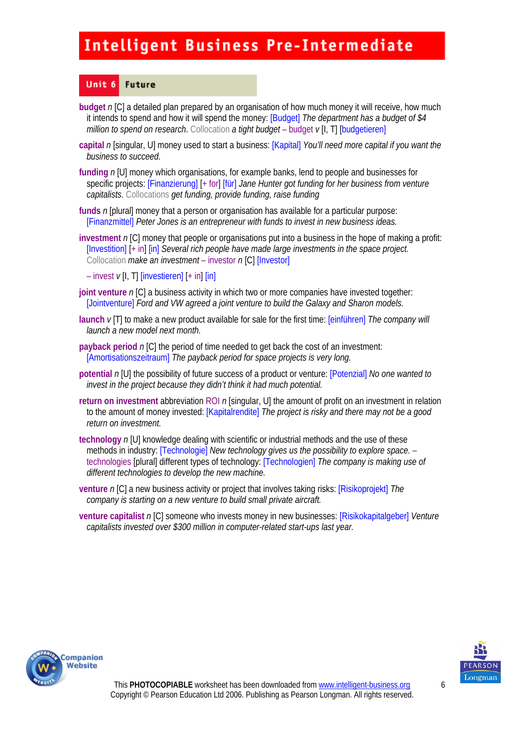# Intelligent Business Pre-Intermediate

## Unit 6 Future

**budget** *n* [C] a detailed plan prepared by an organisation of how much money it will receive, how much it intends to spend and how it will spend the money: [Budget] *The department has a budget of $4 million to spend on research.* Collocation *a tight budget* – budget *v* [I, T] [budgetieren]

**capital** *n* [singular, U] money used to start a business: [Kapital] *You'll need more capital if you want the business to succeed.*

**funding** *n* [U] money which organisations, for example banks, lend to people and businesses for specific projects: [Finanzierung] [+ for] [für] *Jane Hunter got funding for her business from venture capitalists.* Collocations *get funding, provide funding, raise funding*

**funds** *n* [plural] money that a person or organisation has available for a particular purpose: [Finanzmittel] *Peter Jones is an entrepreneur with funds to invest in new business ideas.*

**investment** *n* [C] money that people or organisations put into a business in the hope of making a profit: [Investition] [+ in] [in] *Several rich people have made large investments in the space project.* Collocation *make an investment* – investor *n* [C] [Investor]

– invest *v* [I, T] [investieren] [+ in] [in]

**joint venture** *n* [C] a business activity in which two or more companies have invested together: [Jointventure] *Ford and VW agreed a joint venture to build the Galaxy and Sharon models.*

**launch** *v* [T] to make a new product available for sale for the first time: [einführen] *The company will launch a new model next month.*

**payback period** *n* [C] the period of time needed to get back the cost of an investment: [Amortisationszeitraum] *The payback period for space projects is very long.*

**potential** *n* [U] the possibility of future success of a product or venture: [Potenzial] *No one wanted to invest in the project because they didn't think it had much potential.*

**return on investment** abbreviation ROI *n* [singular, U] the amount of profit on an investment in relation to the amount of money invested: [Kapitalrendite] *The project is risky and there may not be a good return on investment.*

**technology** *n* [U] knowledge dealing with scientific or industrial methods and the use of these methods in industry: [Technologie] *New technology gives us the possibility to explore space.* – technologies [plural] different types of technology: [Technologien] *The company is making use of different technologies to develop the new machine.*

**venture** *n* [C] a new business activity or project that involves taking risks: [Risikoprojekt] *The company is starting on a new venture to build small private aircraft.*

**venture capitalist** *n* [C] someone who invests money in new businesses: [Risikokapitalgeber] *Venture capitalists invested over $300 million in computer-related start-ups last year.*

This **PHOTOCOPIABLE** worksheet has been downloaded from www.intelligent-business.org
Copyright © Pearson Education Ltd 2006. Publishing as Pearson Longman. All rights reserved.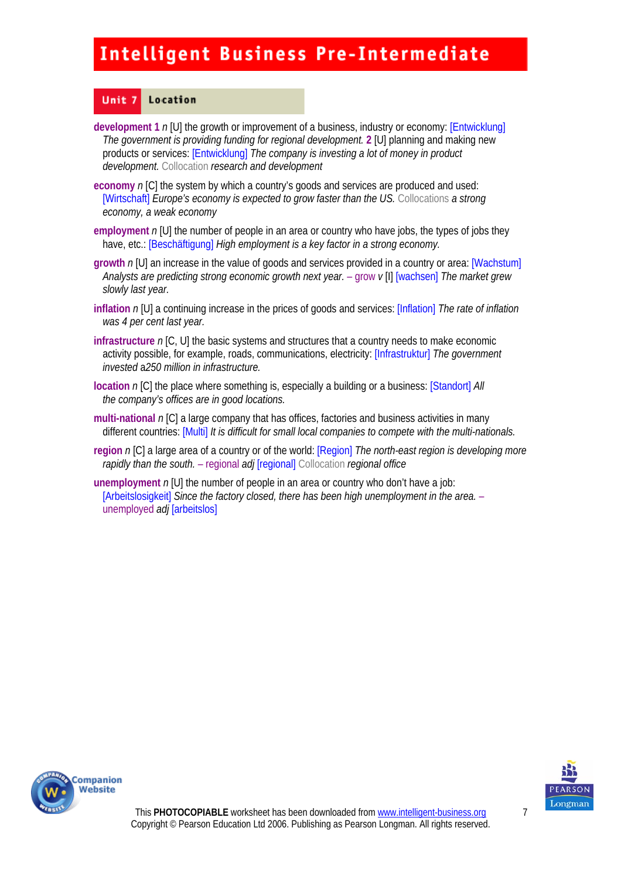# Intelligent Business Pre-Intermediate

## Unit 7 Location

**development 1** *n* [U] the growth or improvement of a business, industry or economy: [Entwicklung] *The government is providing funding for regional development.* **2** [U] planning and making new products or services: [Entwicklung] *The company is investing a lot of money in product development.* Collocation *research and development*

**economy** *n* [C] the system by which a country's goods and services are produced and used: [Wirtschaft] *Europe's economy is expected to grow faster than the US.* Collocations *a strong economy, a weak economy*

**employment** *n* [U] the number of people in an area or country who have jobs, the types of jobs they have, etc.: [Beschäftigung] *High employment is a key factor in a strong economy.*

**growth** *n* [U] an increase in the value of goods and services provided in a country or area: [Wachstum] *Analysts are predicting strong economic growth next year.* – grow *v* [I] [wachsen] *The market grew slowly last year.*

**inflation** *n* [U] a continuing increase in the prices of goods and services: [Inflation] *The rate of inflation was 4 per cent last year.*

**infrastructure** *n* [C, U] the basic systems and structures that a country needs to make economic activity possible, for example, roads, communications, electricity: [Infrastruktur] *The government invested a250 million in infrastructure.*

**location** *n* [C] the place where something is, especially a building or a business: [Standort] *All the company's offices are in good locations.*

**multi-national** *n* [C] a large company that has offices, factories and business activities in many different countries: [Multi] *It is difficult for small local companies to compete with the multi-nationals.*

**region** *n* [C] a large area of a country or of the world: [Region] *The north-east region is developing more rapidly than the south.* – regional *adj* [regional] Collocation *regional office*

**unemployment** *n* [U] the number of people in an area or country who don't have a job: [Arbeitslosigkeit] *Since the factory closed, there has been high unemployment in the area.* – unemployed *adj* [arbeitslos]

This **PHOTOCOPIABLE** worksheet has been downloaded from www.intelligent-business.org
Copyright © Pearson Education Ltd 2006. Publishing as Pearson Longman. All rights reserved.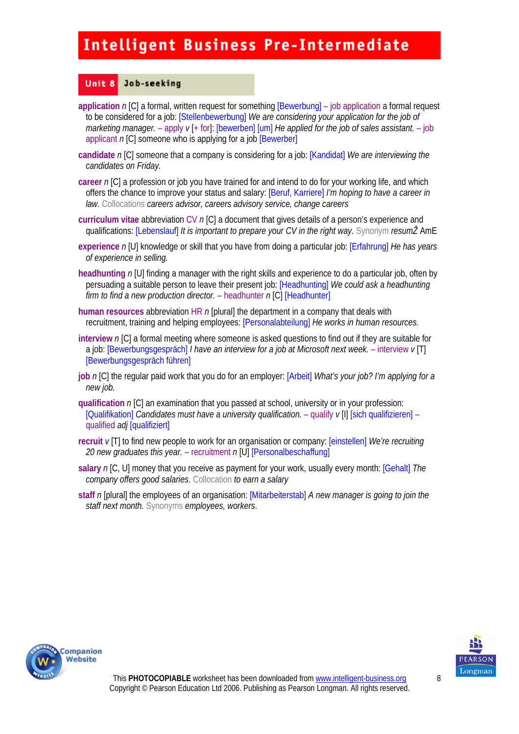# Intelligent Business Pre-Intermediate

## Unit 8 Job-seeking

**application** *n* [C] a formal, written request for something [Bewerbung] – job application a formal request to be considered for a job: [Stellenbewerbung] *We are considering your application for the job of marketing manager.* – apply *v* [+ for]: [bewerben] [um] *He applied for the job of sales assistant.* – job applicant *n* [C] someone who is applying for a job [Bewerber]

**candidate** *n* [C] someone that a company is considering for a job: [Kandidat] *We are interviewing the candidates on Friday.*

**career** *n* [C] a profession or job you have trained for and intend to do for your working life, and which offers the chance to improve your status and salary: [Beruf, Karriere] *I'm hoping to have a career in law.* Collocations *careers advisor, careers advisory service, change careers*

**curriculum vitae** abbreviation CV *n* [C] a document that gives details of a person's experience and qualifications: [Lebenslauf] *It is important to prepare your CV in the right way.* Synonym *resumŽ* AmE

**experience** *n* [U] knowledge or skill that you have from doing a particular job: [Erfahrung] *He has years of experience in selling.*

**headhunting** *n* [U] finding a manager with the right skills and experience to do a particular job, often by persuading a suitable person to leave their present job: [Headhunting] *We could ask a headhunting firm to find a new production director.* – headhunter *n* [C] [Headhunter]

**human resources** abbreviation HR *n* [plural] the department in a company that deals with recruitment, training and helping employees: [Personalabteilung] *He works in human resources.*

**interview** *n* [C] a formal meeting where someone is asked questions to find out if they are suitable for a job: [Bewerbungsgespräch] *I have an interview for a job at Microsoft next week.* – interview *v* [T] [Bewerbungsgespräch führen]

**job** *n* [C] the regular paid work that you do for an employer: [Arbeit] *What's your job? I'm applying for a new job.*

**qualification** *n* [C] an examination that you passed at school, university or in your profession: [Qualifikation] *Candidates must have a university qualification.* – qualify *v* [I] [sich qualifizieren] – qualified *adj* [qualifiziert]

**recruit** *v* [T] to find new people to work for an organisation or company: [einstellen] *We're recruiting 20 new graduates this year.* – recruitment *n* [U] [Personalbeschaffung]

**salary** *n* [C, U] money that you receive as payment for your work, usually every month: [Gehalt] *The company offers good salaries.* Collocation *to earn a salary*

**staff** *n* [plural] the employees of an organisation: [Mitarbeiterstab] *A new manager is going to join the staff next month.* Synonyms *employees, workers*.

This **PHOTOCOPIABLE** worksheet has been downloaded from www.intelligent-business.org
Copyright © Pearson Education Ltd 2006. Publishing as Pearson Longman. All rights reserved.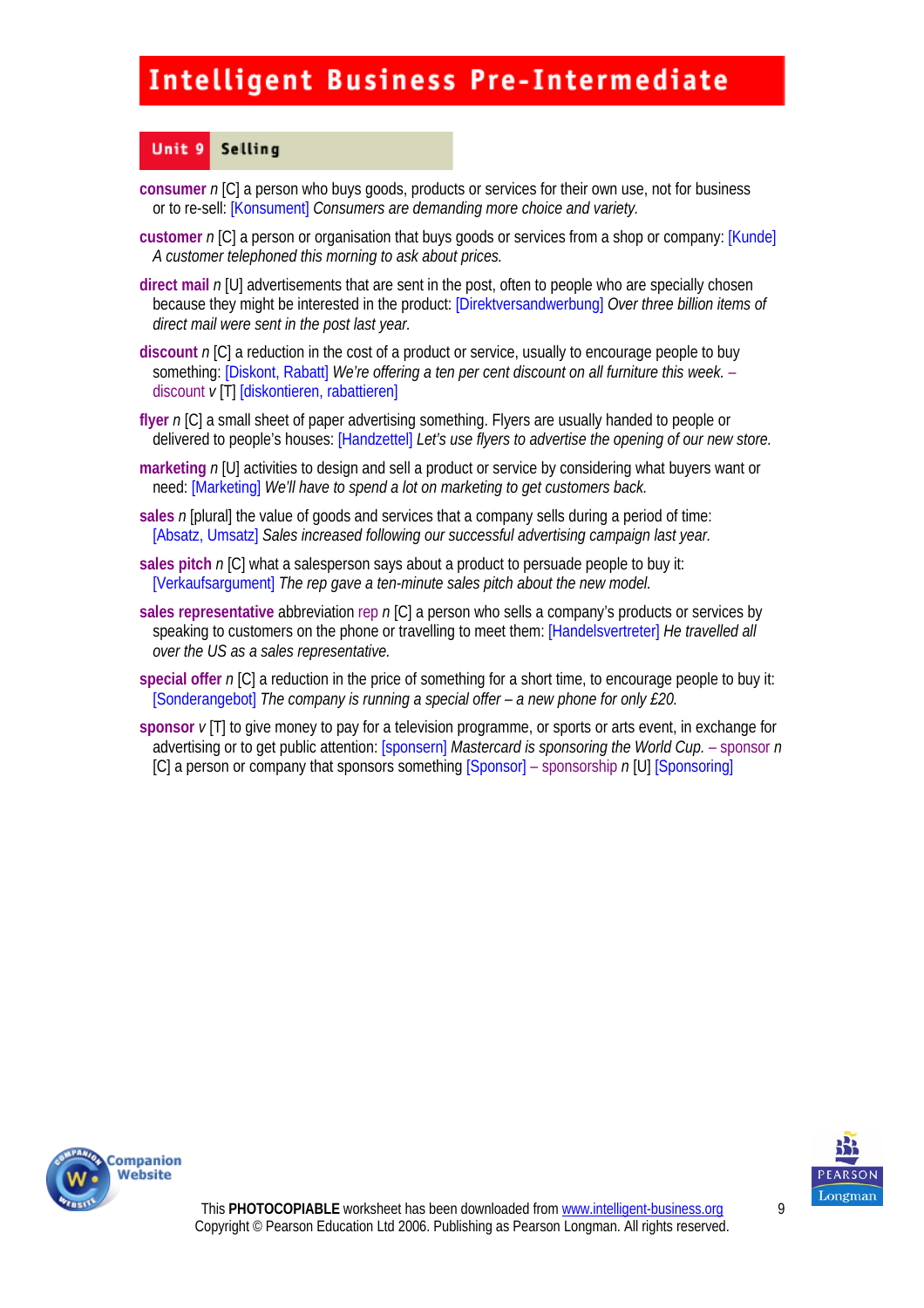# Intelligent Business Pre-Intermediate

## Unit 9 Selling

**consumer** *n* [C] a person who buys goods, products or services for their own use, not for business or to re-sell: [Konsument] *Consumers are demanding more choice and variety.*

**customer** *n* [C] a person or organisation that buys goods or services from a shop or company: [Kunde] *A customer telephoned this morning to ask about prices.*

**direct mail** *n* [U] advertisements that are sent in the post, often to people who are specially chosen because they might be interested in the product: [Direktversandwerbung] *Over three billion items of direct mail were sent in the post last year.*

**discount** *n* [C] a reduction in the cost of a product or service, usually to encourage people to buy something: [Diskont, Rabatt] *We're offering a ten per cent discount on all furniture this week.* – discount *v* [T] [diskontieren, rabattieren]

**flyer** *n* [C] a small sheet of paper advertising something. Flyers are usually handed to people or delivered to people's houses: [Handzettel] *Let's use flyers to advertise the opening of our new store.*

**marketing** *n* [U] activities to design and sell a product or service by considering what buyers want or need: [Marketing] *We'll have to spend a lot on marketing to get customers back.*

**sales** *n* [plural] the value of goods and services that a company sells during a period of time: [Absatz, Umsatz] *Sales increased following our successful advertising campaign last year.*

**sales pitch** *n* [C] what a salesperson says about a product to persuade people to buy it: [Verkaufsargument] *The rep gave a ten-minute sales pitch about the new model.*

**sales representative** abbreviation rep *n* [C] a person who sells a company's products or services by speaking to customers on the phone or travelling to meet them: [Handelsvertreter] *He travelled all over the US as a sales representative.*

**special offer** *n* [C] a reduction in the price of something for a short time, to encourage people to buy it: [Sonderangebot] *The company is running a special offer – a new phone for only £20.*

**sponsor** *v* [T] to give money to pay for a television programme, or sports or arts event, in exchange for advertising or to get public attention: [sponsern] *Mastercard is sponsoring the World Cup.* – sponsor *n* [C] a person or company that sponsors something [Sponsor] – sponsorship *n* [U] [Sponsoring]

This **PHOTOCOPIABLE** worksheet has been downloaded from www.intelligent-business.org
Copyright © Pearson Education Ltd 2006. Publishing as Pearson Longman. All rights reserved.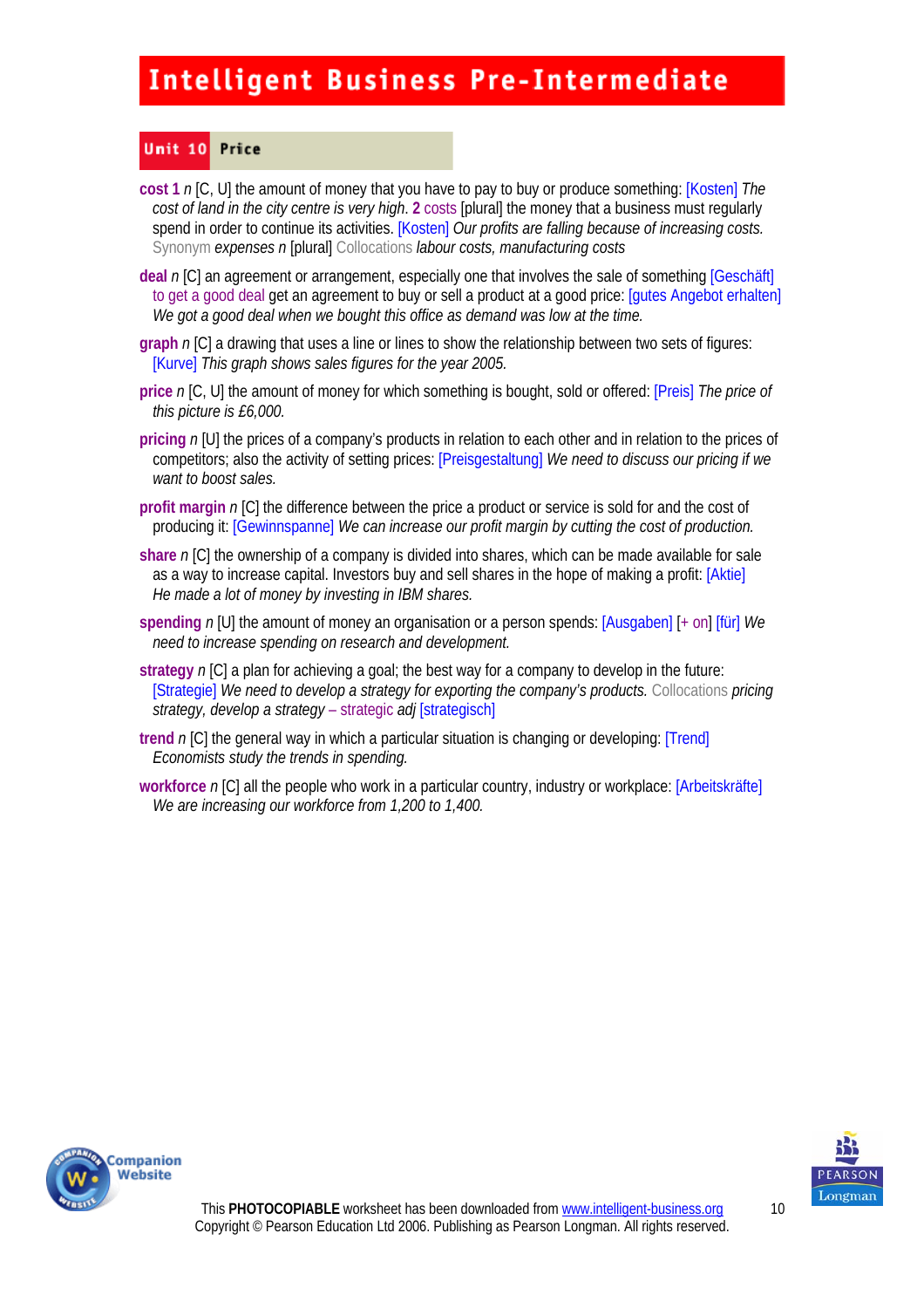# Intelligent Business Pre-Intermediate

## Unit 10 Price

**cost 1** *n* [C, U] the amount of money that you have to pay to buy or produce something: [Kosten] *The cost of land in the city centre is very high.* **2** costs [plural] the money that a business must regularly spend in order to continue its activities. [Kosten] *Our profits are falling because of increasing costs.* Synonym *expenses n* [plural] Collocations *labour costs, manufacturing costs*

**deal** *n* [C] an agreement or arrangement, especially one that involves the sale of something [Geschäft] to get a good deal get an agreement to buy or sell a product at a good price: [gutes Angebot erhalten] *We got a good deal when we bought this office as demand was low at the time.*

**graph** *n* [C] a drawing that uses a line or lines to show the relationship between two sets of figures: [Kurve] *This graph shows sales figures for the year 2005.*

**price** *n* [C, U] the amount of money for which something is bought, sold or offered: [Preis] *The price of this picture is £6,000.*

**pricing** *n* [U] the prices of a company's products in relation to each other and in relation to the prices of competitors; also the activity of setting prices: [Preisgestaltung] *We need to discuss our pricing if we want to boost sales.*

**profit margin** *n* [C] the difference between the price a product or service is sold for and the cost of producing it: [Gewinnspanne] *We can increase our profit margin by cutting the cost of production.*

**share** *n* [C] the ownership of a company is divided into shares, which can be made available for sale as a way to increase capital. Investors buy and sell shares in the hope of making a profit: [Aktie] *He made a lot of money by investing in IBM shares.*

**spending** *n* [U] the amount of money an organisation or a person spends: [Ausgaben] [+ on] [für] *We need to increase spending on research and development.*

**strategy** *n* [C] a plan for achieving a goal; the best way for a company to develop in the future: [Strategie] *We need to develop a strategy for exporting the company's products.* Collocations *pricing strategy, develop a strategy* – strategic *adj* [strategisch]

**trend** *n* [C] the general way in which a particular situation is changing or developing: [Trend] *Economists study the trends in spending.*

**workforce** *n* [C] all the people who work in a particular country, industry or workplace: [Arbeitskräfte] *We are increasing our workforce from 1,200 to 1,400.*

This **PHOTOCOPIABLE** worksheet has been downloaded from www.intelligent-business.org
Copyright © Pearson Education Ltd 2006. Publishing as Pearson Longman. All rights reserved.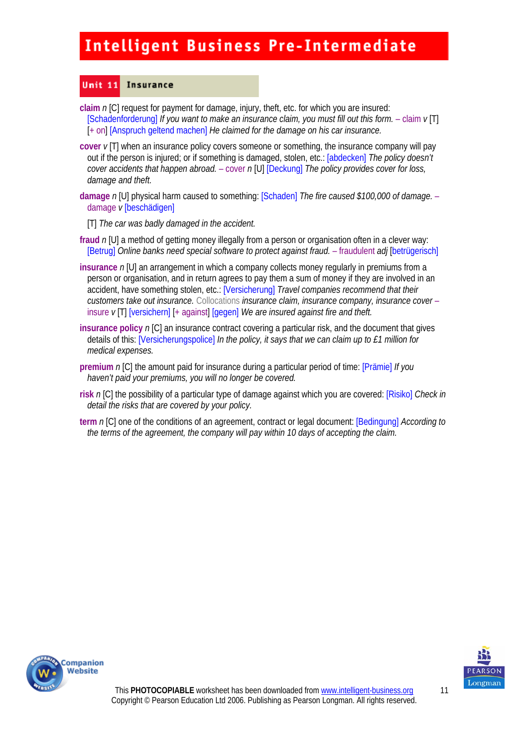# Intelligent Business Pre-Intermediate

## Unit 11 Insurance

**claim** *n* [C] request for payment for damage, injury, theft, etc. for which you are insured: [Schadenforderung] *If you want to make an insurance claim, you must fill out this form.* – claim *v* [T] [+ on] [Anspruch geltend machen] *He claimed for the damage on his car insurance.*

**cover** *v* [T] when an insurance policy covers someone or something, the insurance company will pay out if the person is injured; or if something is damaged, stolen, etc.: [abdecken] *The policy doesn't cover accidents that happen abroad.* – cover *n* [U] [Deckung] *The policy provides cover for loss, damage and theft.*

**damage** *n* [U] physical harm caused to something: [Schaden] *The fire caused $100,000 of damage.* – damage *v* [beschädigen]

[T] *The car was badly damaged in the accident.*

**fraud** *n* [U] a method of getting money illegally from a person or organisation often in a clever way: [Betrug] *Online banks need special software to protect against fraud.* – fraudulent *adj* [betrügerisch]

**insurance** *n* [U] an arrangement in which a company collects money regularly in premiums from a person or organisation, and in return agrees to pay them a sum of money if they are involved in an accident, have something stolen, etc.: [Versicherung] *Travel companies recommend that their customers take out insurance.* Collocations *insurance claim, insurance company, insurance cover* – insure *v* [T] [versichern] [+ against] [gegen] *We are insured against fire and theft.*

**insurance policy** *n* [C] an insurance contract covering a particular risk, and the document that gives details of this: [Versicherungspolice] *In the policy, it says that we can claim up to £1 million for medical expenses.*

**premium** *n* [C] the amount paid for insurance during a particular period of time: [Prämie] *If you haven't paid your premiums, you will no longer be covered.*

**risk** *n* [C] the possibility of a particular type of damage against which you are covered: [Risiko] *Check in detail the risks that are covered by your policy.*

**term** *n* [C] one of the conditions of an agreement, contract or legal document: [Bedingung] *According to the terms of the agreement, the company will pay within 10 days of accepting the claim.*

This **PHOTOCOPIABLE** worksheet has been downloaded from www.intelligent-business.org
Copyright © Pearson Education Ltd 2006. Publishing as Pearson Longman. All rights reserved.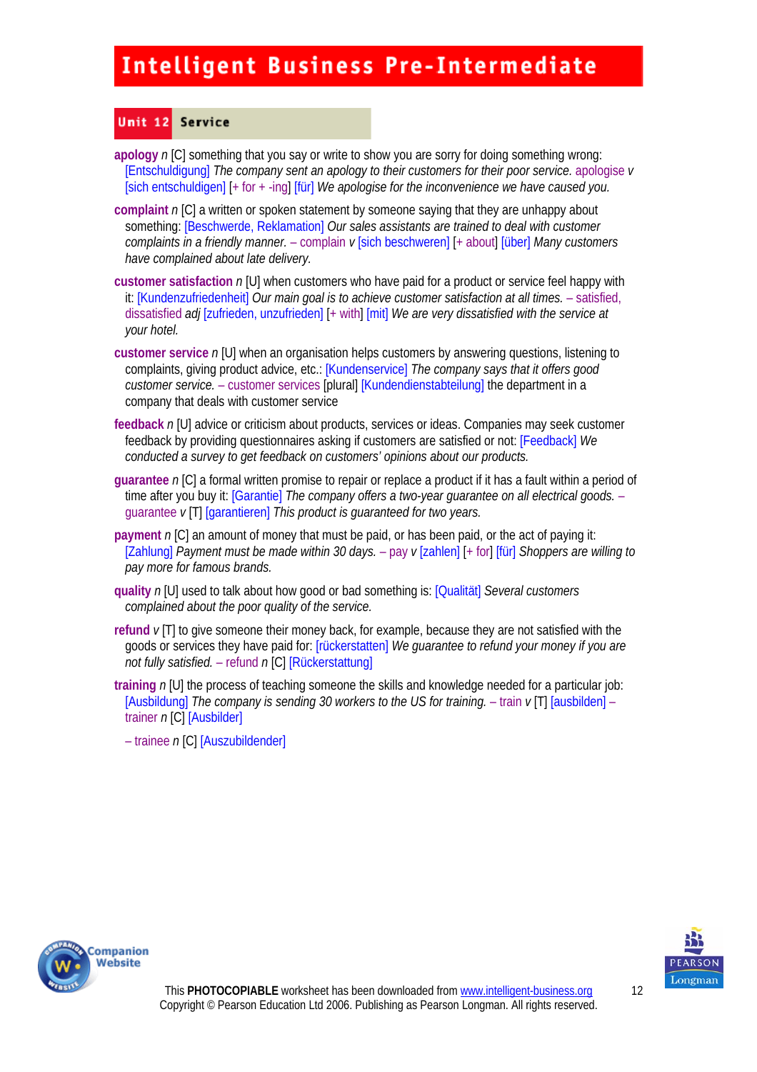# Intelligent Business Pre-Intermediate

## Unit 12 Service

**apology** *n* [C] something that you say or write to show you are sorry for doing something wrong: [Entschuldigung] *The company sent an apology to their customers for their poor service.* apologise *v* [sich entschuldigen] [+ for + -ing] [für] *We apologise for the inconvenience we have caused you.*

**complaint** *n* [C] a written or spoken statement by someone saying that they are unhappy about something: [Beschwerde, Reklamation] *Our sales assistants are trained to deal with customer complaints in a friendly manner.* – complain *v* [sich beschweren] [+ about] [über] *Many customers have complained about late delivery.*

**customer satisfaction** *n* [U] when customers who have paid for a product or service feel happy with it: [Kundenzufriedenheit] *Our main goal is to achieve customer satisfaction at all times.* – satisfied, dissatisfied *adj* [zufrieden, unzufrieden] [+ with] [mit] *We are very dissatisfied with the service at your hotel.*

**customer service** *n* [U] when an organisation helps customers by answering questions, listening to complaints, giving product advice, etc.: [Kundenservice] *The company says that it offers good customer service.* – customer services [plural] [Kundendienstabteilung] the department in a company that deals with customer service

**feedback** *n* [U] advice or criticism about products, services or ideas. Companies may seek customer feedback by providing questionnaires asking if customers are satisfied or not: [Feedback] *We conducted a survey to get feedback on customers' opinions about our products.*

**guarantee** *n* [C] a formal written promise to repair or replace a product if it has a fault within a period of time after you buy it: [Garantie] *The company offers a two-year guarantee on all electrical goods.* – guarantee *v* [T] [garantieren] *This product is guaranteed for two years.*

**payment** *n* [C] an amount of money that must be paid, or has been paid, or the act of paying it: [Zahlung] *Payment must be made within 30 days.* – pay *v* [zahlen] [+ for] [für] *Shoppers are willing to pay more for famous brands.*

**quality** *n* [U] used to talk about how good or bad something is: [Qualität] *Several customers complained about the poor quality of the service.*

**refund** *v* [T] to give someone their money back, for example, because they are not satisfied with the goods or services they have paid for: [rückerstatten] *We guarantee to refund your money if you are not fully satisfied.* – refund *n* [C] [Rückerstattung]

**training** *n* [U] the process of teaching someone the skills and knowledge needed for a particular job: [Ausbildung] *The company is sending 30 workers to the US for training.* – train *v* [T] [ausbilden] – trainer *n* [C] [Ausbilder]

– trainee *n* [C] [Auszubildender]

This **PHOTOCOPIABLE** worksheet has been downloaded from www.intelligent-business.org
Copyright © Pearson Education Ltd 2006. Publishing as Pearson Longman. All rights reserved.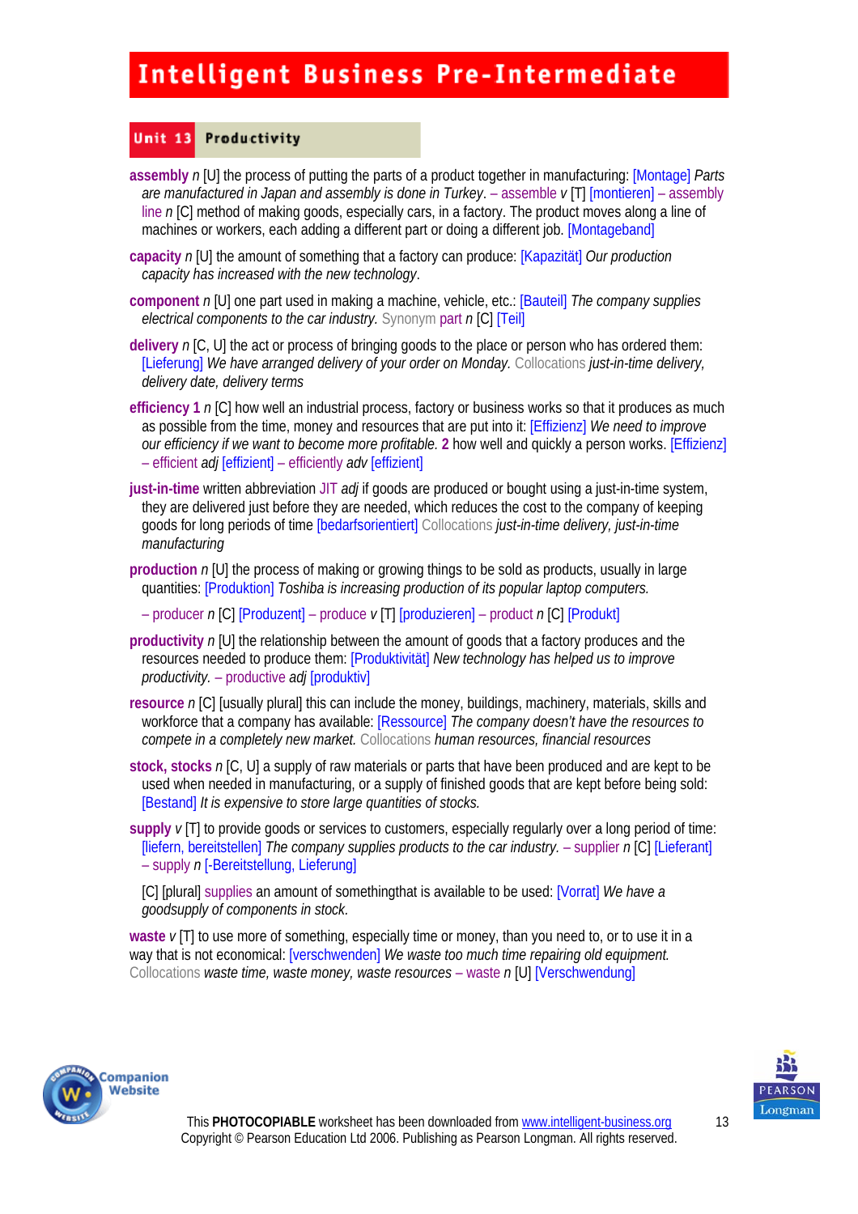# Intelligent Business Pre-Intermediate

## Unit 13 Productivity

**assembly** *n* [U] the process of putting the parts of a product together in manufacturing: [Montage] *Parts are manufactured in Japan and assembly is done in Turkey*. – assemble *v* [T] [montieren] – assembly line *n* [C] method of making goods, especially cars, in a factory. The product moves along a line of machines or workers, each adding a different part or doing a different job. [Montageband]

**capacity** *n* [U] the amount of something that a factory can produce: [Kapazität] *Our production capacity has increased with the new technology*.

**component** *n* [U] one part used in making a machine, vehicle, etc.: [Bauteil] *The company supplies electrical components to the car industry.* Synonym part *n* [C] [Teil]

**delivery** *n* [C, U] the act or process of bringing goods to the place or person who has ordered them: [Lieferung] *We have arranged delivery of your order on Monday.* Collocations *just-in-time delivery, delivery date, delivery terms*

**efficiency 1** *n* [C] how well an industrial process, factory or business works so that it produces as much as possible from the time, money and resources that are put into it: [Effizienz] *We need to improve our efficiency if we want to become more profitable.* **2** how well and quickly a person works. [Effizienz] – efficient *adj* [effizient] – efficiently *adv* [effizient]

**just-in-time** written abbreviation JIT *adj* if goods are produced or bought using a just-in-time system, they are delivered just before they are needed, which reduces the cost to the company of keeping goods for long periods of time [bedarfsorientiert] Collocations *just-in-time delivery, just-in-time manufacturing*

**production** *n* [U] the process of making or growing things to be sold as products, usually in large quantities: [Produktion] *Toshiba is increasing production of its popular laptop computers.*

– producer *n* [C] [Produzent] – produce *v* [T] [produzieren] – product *n* [C] [Produkt]

**productivity** *n* [U] the relationship between the amount of goods that a factory produces and the resources needed to produce them: [Produktivität] *New technology has helped us to improve productivity*. – productive *adj* [produktiv]

**resource** *n* [C] [usually plural] this can include the money, buildings, machinery, materials, skills and workforce that a company has available: [Ressource] *The company doesn't have the resources to compete in a completely new market.* Collocations *human resources, financial resources*

**stock, stocks** *n* [C, U] a supply of raw materials or parts that have been produced and are kept to be used when needed in manufacturing, or a supply of finished goods that are kept before being sold: [Bestand] *It is expensive to store large quantities of stocks.*

**supply** *v* [T] to provide goods or services to customers, especially regularly over a long period of time: [liefern, bereitstellen] *The company supplies products to the car industry.* – supplier *n* [C] [Lieferant] – supply *n* [-Bereitstellung, Lieferung]

[C] [plural] supplies an amount of somethingthat is available to be used: [Vorrat] *We have a goodsupply of components in stock.*

**waste** *v* [T] to use more of something, especially time or money, than you need to, or to use it in a way that is not economical: [verschwenden] *We waste too much time repairing old equipment.* Collocations *waste time, waste money, waste resources* – waste *n* [U] [Verschwendung]

This **PHOTOCOPIABLE** worksheet has been downloaded from www.intelligent-business.org
Copyright © Pearson Education Ltd 2006. Publishing as Pearson Longman. All rights reserved.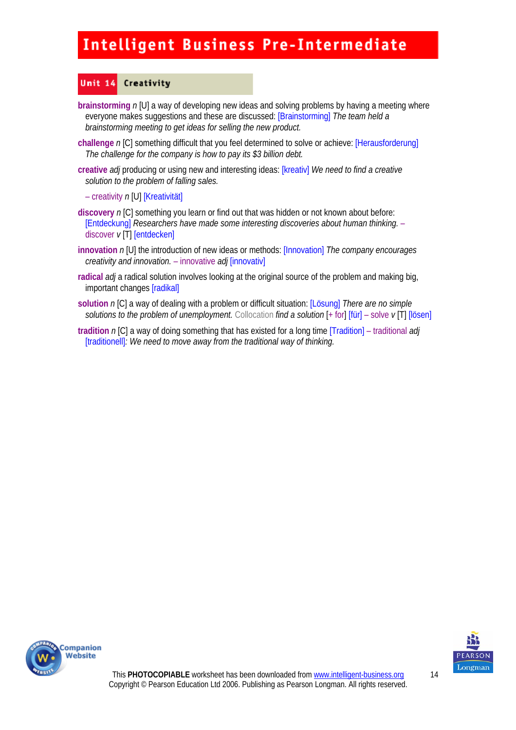# Intelligent Business Pre-Intermediate

## Unit 14 Creativity

**brainstorming** *n* [U] a way of developing new ideas and solving problems by having a meeting where everyone makes suggestions and these are discussed: [Brainstorming] *The team held a brainstorming meeting to get ideas for selling the new product.*

**challenge** *n* [C] something difficult that you feel determined to solve or achieve: [Herausforderung] *The challenge for the company is how to pay its $3 billion debt.*

**creative** *adj* producing or using new and interesting ideas: [kreativ] *We need to find a creative solution to the problem of falling sales.*

– creativity *n* [U] [Kreativität]

**discovery** *n* [C] something you learn or find out that was hidden or not known about before: [Entdeckung] *Researchers have made some interesting discoveries about human thinking.* – discover *v* [T] [entdecken]

**innovation** *n* [U] the introduction of new ideas or methods: [Innovation] *The company encourages creativity and innovation.* – innovative *adj* [innovativ]

**radical** *adj* a radical solution involves looking at the original source of the problem and making big, important changes [radikal]

**solution** *n* [C] a way of dealing with a problem or difficult situation: [Lösung] *There are no simple solutions to the problem of unemployment.* Collocation *find a solution* [+ for] [für] – solve *v* [T] [lösen]

**tradition** *n* [C] a way of doing something that has existed for a long time [Tradition] – traditional *adj* [traditionell]*: We need to move away from the traditional way of thinking.*

This **PHOTOCOPIABLE** worksheet has been downloaded from www.intelligent-business.org
Copyright © Pearson Education Ltd 2006. Publishing as Pearson Longman. All rights reserved.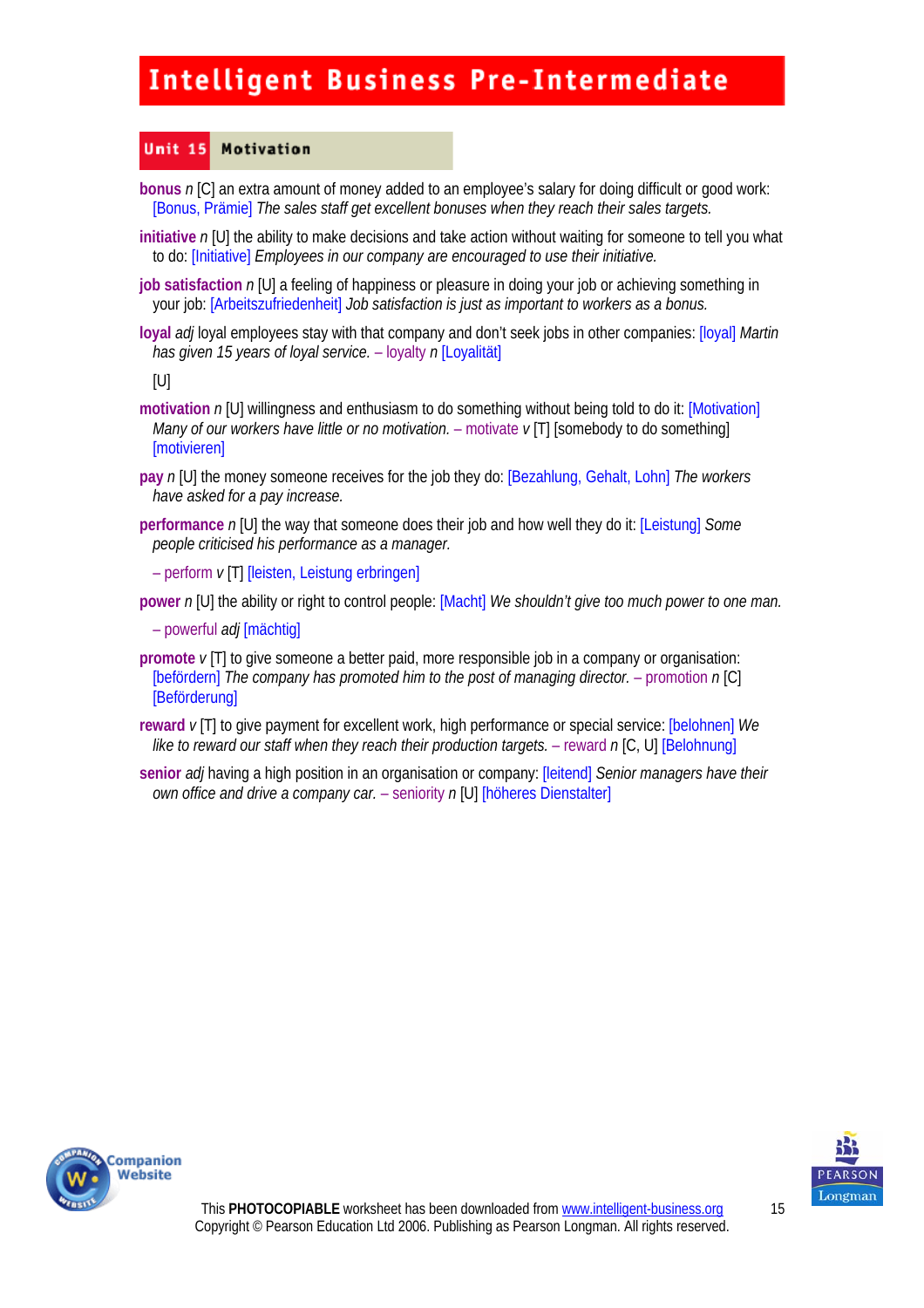# Intelligent Business Pre-Intermediate

## Unit 15 Motivation

**bonus** *n* [C] an extra amount of money added to an employee's salary for doing difficult or good work: [Bonus, Prämie] *The sales staff get excellent bonuses when they reach their sales targets.*

**initiative** *n* [U] the ability to make decisions and take action without waiting for someone to tell you what to do: [Initiative] *Employees in our company are encouraged to use their initiative.*

**job satisfaction** *n* [U] a feeling of happiness or pleasure in doing your job or achieving something in your job: [Arbeitszufriedenheit] *Job satisfaction is just as important to workers as a bonus.*

**loyal** *adj* loyal employees stay with that company and don't seek jobs in other companies: [loyal] *Martin has given 15 years of loyal service.* – loyalty *n* [Loyalität]

[U]

**motivation** *n* [U] willingness and enthusiasm to do something without being told to do it: [Motivation] *Many of our workers have little or no motivation.* – motivate *v* [T] [somebody to do something] [motivieren]

**pay** *n* [U] the money someone receives for the job they do: [Bezahlung, Gehalt, Lohn] *The workers have asked for a pay increase.*

**performance** *n* [U] the way that someone does their job and how well they do it: [Leistung] *Some people criticised his performance as a manager.*

– perform *v* [T] [leisten, Leistung erbringen]

**power** *n* [U] the ability or right to control people: [Macht] *We shouldn't give too much power to one man.*

– powerful *adj* [mächtig]

**promote** *v* [T] to give someone a better paid, more responsible job in a company or organisation: [befördern] *The company has promoted him to the post of managing director.* – promotion *n* [C] [Beförderung]

**reward** *v* [T] to give payment for excellent work, high performance or special service: [belohnen] *We like to reward our staff when they reach their production targets.* – reward *n* [C, U] [Belohnung]

**senior** *adj* having a high position in an organisation or company: [leitend] *Senior managers have their own office and drive a company car.* – seniority *n* [U] [höheres Dienstalter]

This **PHOTOCOPIABLE** worksheet has been downloaded from www.intelligent-business.org
Copyright © Pearson Education Ltd 2006. Publishing as Pearson Longman. All rights reserved.